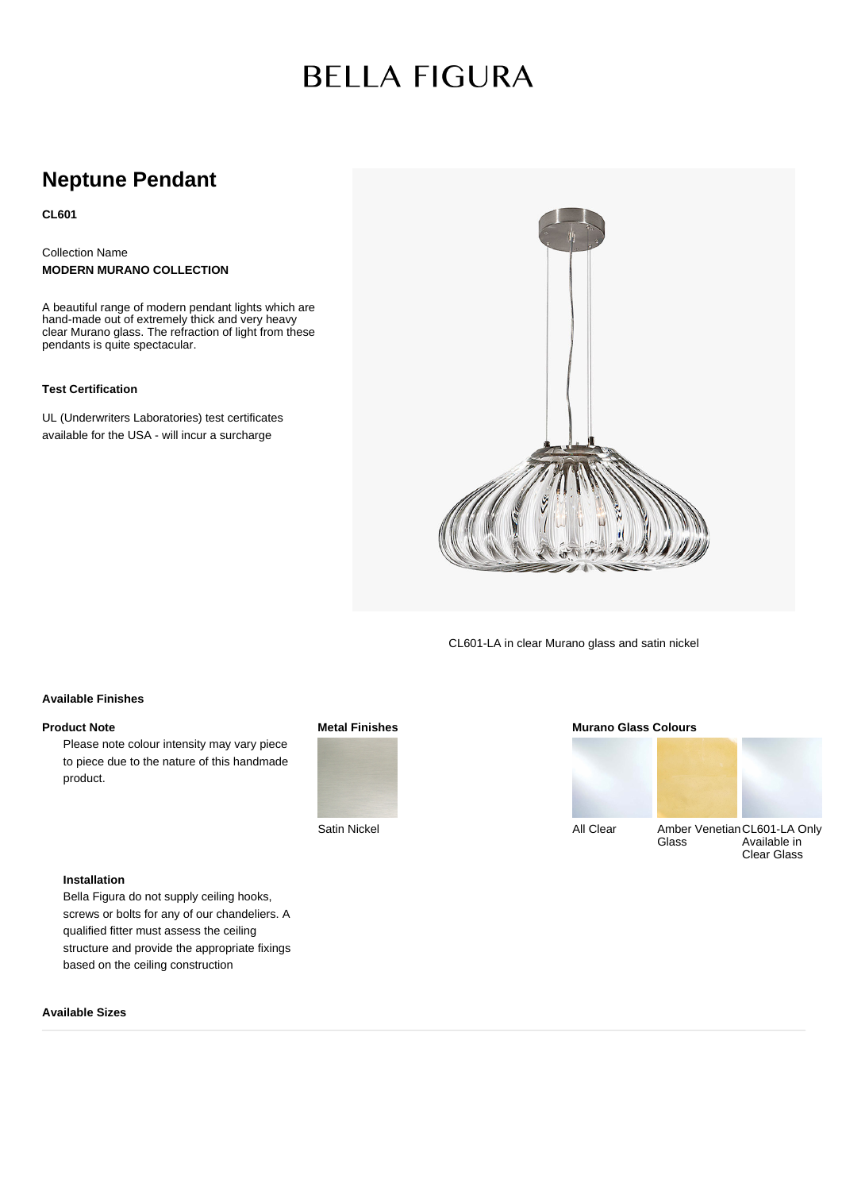# BELLA FIGURA

## Neptune Pendant

**CL601**

Collection Name

**MODERN MURANO COLLECTION**

A beautiful range of modern pendant lights which are hand-made out of extremely thick and very heavy clear Murano glass. The refraction of light from these pendants is quite spectacular.

**Test Certification**

UL (Underwriters Laboratories) test certificates available for the USA - will incur a surcharge

CL601-LA in clear Murano glass and satin nickel

**Available Finishes**

**Product Note**

Please note colour intensity may vary piece to piece due to the nature of this handmade product.

**Metal Finishes**

Satin Nickel

**Murano Glass Colours**

All Clear

Amber Venetian Glass

CL601-LA Only Available in Clear Glass

**Installation**

Bella Figura do not supply ceiling hooks, screws or bolts for any of our chandeliers. A qualified fitter must assess the ceiling structure and provide the appropriate fixings based on the ceiling construction

**Available Sizes**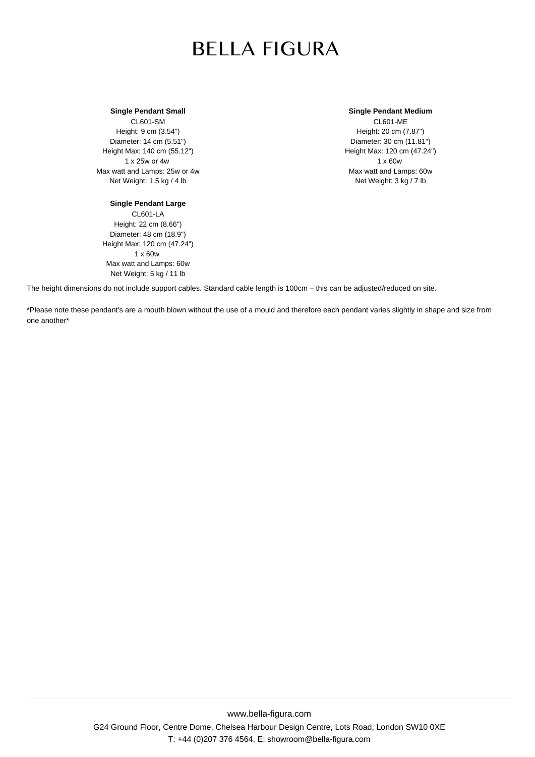# BELLA FIGURA

**Single Pendant Small**
CL601-SM
Height: 9 cm (3.54")
Diameter: 14 cm (5.51")
Height Max: 140 cm (55.12")
1 x 25w or 4w
Max watt and Lamps: 25w or 4w
Net Weight: 1.5 kg / 4 lb

**Single Pendant Medium**
CL601-ME
Height: 20 cm (7.87")
Diameter: 30 cm (11.81")
Height Max: 120 cm (47.24")
1 x 60w
Max watt and Lamps: 60w
Net Weight: 3 kg / 7 lb

**Single Pendant Large**
CL601-LA
Height: 22 cm (8.66")
Diameter: 48 cm (18.9")
Height Max: 120 cm (47.24")
1 x 60w
Max watt and Lamps: 60w
Net Weight: 5 kg / 11 lb

The height dimensions do not include support cables. Standard cable length is 100cm – this can be adjusted/reduced on site.

*Please note these pendant's are a mouth blown without the use of a mould and therefore each pendant varies slightly in shape and size from one another*

www.bella-figura.com
G24 Ground Floor, Centre Dome, Chelsea Harbour Design Centre, Lots Road, London SW10 0XE
T: +44 (0)207 376 4564, E: showroom@bella-figura.com